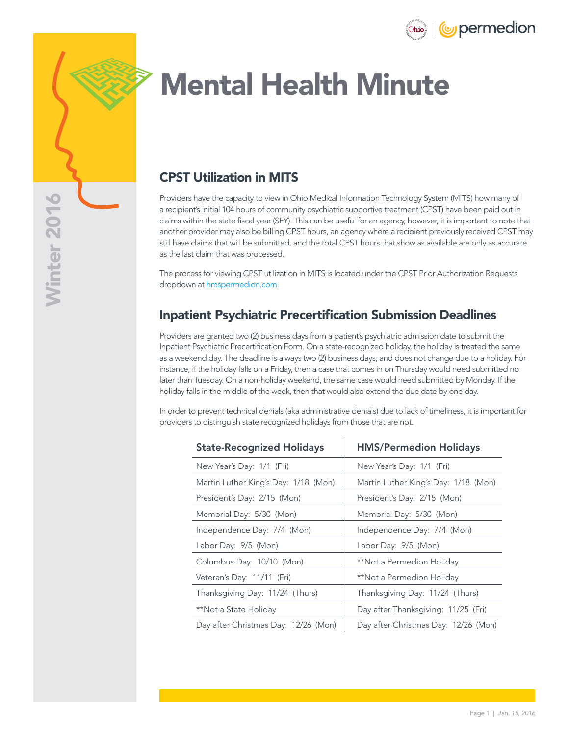# Mental Health Minute

Winter 2016

## CPST Utilization in MITS

Providers have the capacity to view in Ohio Medical Information Technology System (MITS) how many of a recipient's initial 104 hours of community psychiatric supportive treatment (CPST) have been paid out in claims within the state fiscal year (SFY). This can be useful for an agency, however, it is important to note that another provider may also be billing CPST hours, an agency where a recipient previously received CPST may still have claims that will be submitted, and the total CPST hours that show as available are only as accurate as the last claim that was processed.

The process for viewing CPST utilization in MITS is located under the CPST Prior Authorization Requests dropdown at hmspermedion.com.

## Inpatient Psychiatric Precertification Submission Deadlines

Providers are granted two (2) business days from a patient's psychiatric admission date to submit the Inpatient Psychiatric Precertification Form. On a state-recognized holiday, the holiday is treated the same as a weekend day. The deadline is always two (2) business days, and does not change due to a holiday. For instance, if the holiday falls on a Friday, then a case that comes in on Thursday would need submitted no later than Tuesday. On a non-holiday weekend, the same case would need submitted by Monday. If the holiday falls in the middle of the week, then that would also extend the due date by one day.

In order to prevent technical denials (aka administrative denials) due to lack of timeliness, it is important for providers to distinguish state recognized holidays from those that are not.

| State-Recognized Holidays | HMS/Permedion Holidays |
|---|---|
| New Year's Day: 1/1 (Fri) | New Year's Day: 1/1 (Fri) |
| Martin Luther King's Day: 1/18 (Mon) | Martin Luther King's Day: 1/18 (Mon) |
| President's Day: 2/15 (Mon) | President's Day: 2/15 (Mon) |
| Memorial Day: 5/30 (Mon) | Memorial Day: 5/30 (Mon) |
| Independence Day: 7/4 (Mon) | Independence Day: 7/4 (Mon) |
| Labor Day: 9/5 (Mon) | Labor Day: 9/5 (Mon) |
| Columbus Day: 10/10 (Mon) | **Not a Permedion Holiday |
| Veteran's Day: 11/11 (Fri) | **Not a Permedion Holiday |
| Thanksgiving Day: 11/24 (Thurs) | Thanksgiving Day: 11/24 (Thurs) |
| **Not a State Holiday | Day after Thanksgiving: 11/25 (Fri) |
| Day after Christmas Day: 12/26 (Mon) | Day after Christmas Day: 12/26 (Mon) |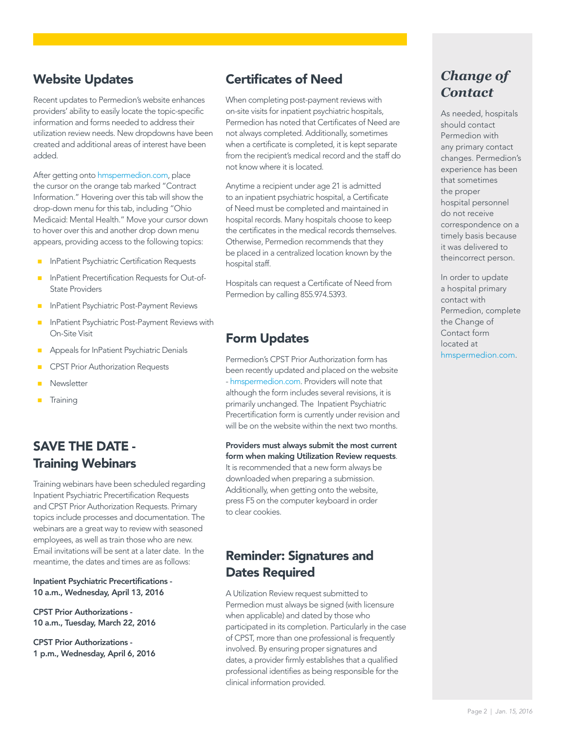## Website Updates

Recent updates to Permedion's website enhances providers' ability to easily locate the topic-specific information and forms needed to address their utilization review needs. New dropdowns have been created and additional areas of interest have been added.

After getting onto hmspermedion.com, place the cursor on the orange tab marked "Contract Information." Hovering over this tab will show the drop-down menu for this tab, including "Ohio Medicaid: Mental Health." Move your cursor down to hover over this and another drop down menu appears, providing access to the following topics:

- InPatient Psychiatric Certification Requests
- InPatient Precertification Requests for Out-of-State Providers
- InPatient Psychiatric Post-Payment Reviews
- InPatient Psychiatric Post-Payment Reviews with On-Site Visit
- Appeals for InPatient Psychiatric Denials
- CPST Prior Authorization Requests
- Newsletter
- Training

## SAVE THE DATE - Training Webinars

Training webinars have been scheduled regarding Inpatient Psychiatric Precertification Requests and CPST Prior Authorization Requests. Primary topics include processes and documentation. The webinars are a great way to review with seasoned employees, as well as train those who are new. Email invitations will be sent at a later date. In the meantime, the dates and times are as follows:

**Inpatient Psychiatric Precertifications - 10 a.m., Wednesday, April 13, 2016**

**CPST Prior Authorizations - 10 a.m., Tuesday, March 22, 2016**

**CPST Prior Authorizations - 1 p.m., Wednesday, April 6, 2016**

## Certificates of Need

When completing post-payment reviews with on-site visits for inpatient psychiatric hospitals, Permedion has noted that Certificates of Need are not always completed. Additionally, sometimes when a certificate is completed, it is kept separate from the recipient's medical record and the staff do not know where it is located.

Anytime a recipient under age 21 is admitted to an inpatient psychiatric hospital, a Certificate of Need must be completed and maintained in hospital records. Many hospitals choose to keep the certificates in the medical records themselves. Otherwise, Permedion recommends that they be placed in a centralized location known by the hospital staff.

Hospitals can request a Certificate of Need from Permedion by calling 855.974.5393.

## Form Updates

Permedion's CPST Prior Authorization form has been recently updated and placed on the website - hmspermedion.com. Providers will note that although the form includes several revisions, it is primarily unchanged. The Inpatient Psychiatric Precertification form is currently under revision and will be on the website within the next two months.

**Providers must always submit the most current form when making Utilization Review requests**. It is recommended that a new form always be downloaded when preparing a submission. Additionally, when getting onto the website, press F5 on the computer keyboard in order to clear cookies.

## Reminder: Signatures and Dates Required

A Utilization Review request submitted to Permedion must always be signed (with licensure when applicable) and dated by those who participated in its completion. Particularly in the case of CPST, more than one professional is frequently involved. By ensuring proper signatures and dates, a provider firmly establishes that a qualified professional identifies as being responsible for the clinical information provided.

## *Change of Contact*

As needed, hospitals should contact Permedion with any primary contact changes. Permedion's experience has been that sometimes the proper hospital personnel do not receive correspondence on a timely basis because it was delivered to theincorrect person.

In order to update a hospital primary contact with Permedion, complete the Change of Contact form located at hmspermedion.com.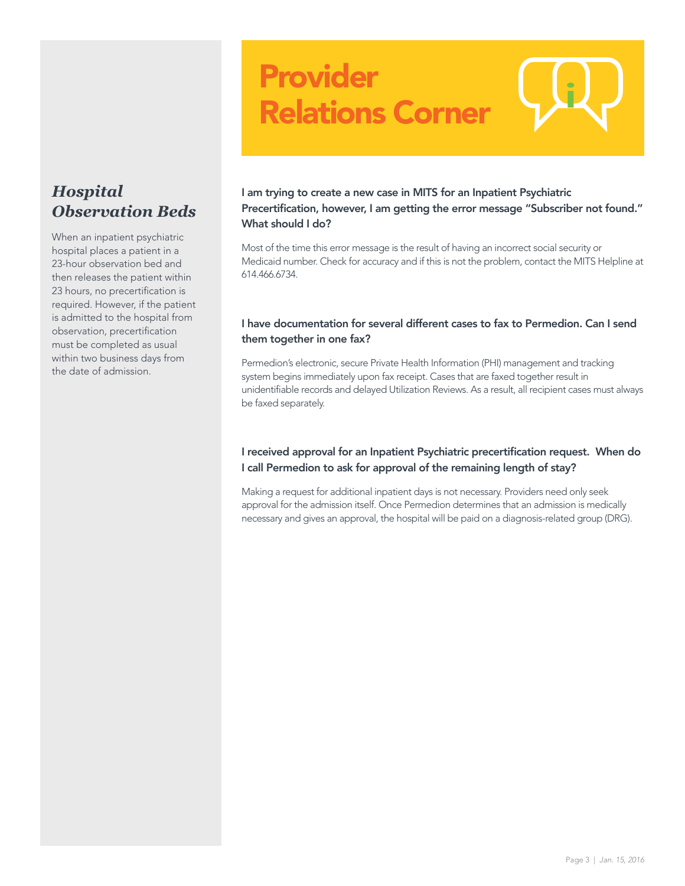# Provider Relations Corner

**I am trying to create a new case in MITS for an Inpatient Psychiatric Precertification, however, I am getting the error message "Subscriber not found." What should I do?**

Most of the time this error message is the result of having an incorrect social security or Medicaid number. Check for accuracy and if this is not the problem, contact the MITS Helpline at 614.466.6734.

**I have documentation for several different cases to fax to Permedion. Can I send them together in one fax?**

Permedion's electronic, secure Private Health Information (PHI) management and tracking system begins immediately upon fax receipt. Cases that are faxed together result in unidentifiable records and delayed Utilization Reviews. As a result, all recipient cases must always be faxed separately.

**I received approval for an Inpatient Psychiatric precertification request. When do I call Permedion to ask for approval of the remaining length of stay?**

Making a request for additional inpatient days is not necessary. Providers need only seek approval for the admission itself. Once Permedion determines that an admission is medically necessary and gives an approval, the hospital will be paid on a diagnosis-related group (DRG).

## *Hospital Observation Beds*

When an inpatient psychiatric hospital places a patient in a 23-hour observation bed and then releases the patient within 23 hours, no precertification is required. However, if the patient is admitted to the hospital from observation, precertification must be completed as usual within two business days from the date of admission.